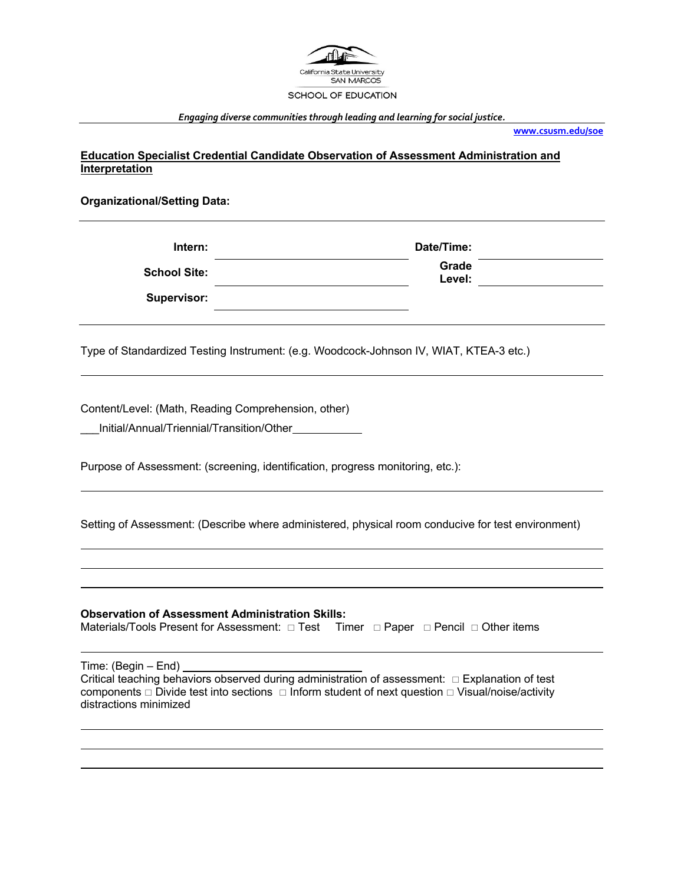California State University
SAN MARCOS
SCHOOL OF EDUCATION

*Engaging diverse communities through leading and learning for social justice.*

www.csusm.edu/soe

## Education Specialist Credential Candidate Observation of Assessment Administration and Interpretation

**Organizational/Setting Data:**

| | | | |
|---|---|---|---|
| **Intern:** | | **Date/Time:** | |
| **School Site:** | | **Grade Level:** | |
| **Supervisor:** | | | |

Type of Standardized Testing Instrument: (e.g. Woodcock-Johnson IV, WIAT, KTEA-3 etc.)

Content/Level: (Math, Reading Comprehension, other)

___Initial/Annual/Triennial/Transition/Other___________

Purpose of Assessment: (screening, identification, progress monitoring, etc.):

Setting of Assessment: (Describe where administered, physical room conducive for test environment)

**Observation of Assessment Administration Skills:**

Materials/Tools Present for Assessment: □ Test Timer □ Paper □ Pencil □ Other items

Time: (Begin – End) ____________________________

Critical teaching behaviors observed during administration of assessment: □ Explanation of test components □ Divide test into sections □ Inform student of next question □ Visual/noise/activity distractions minimized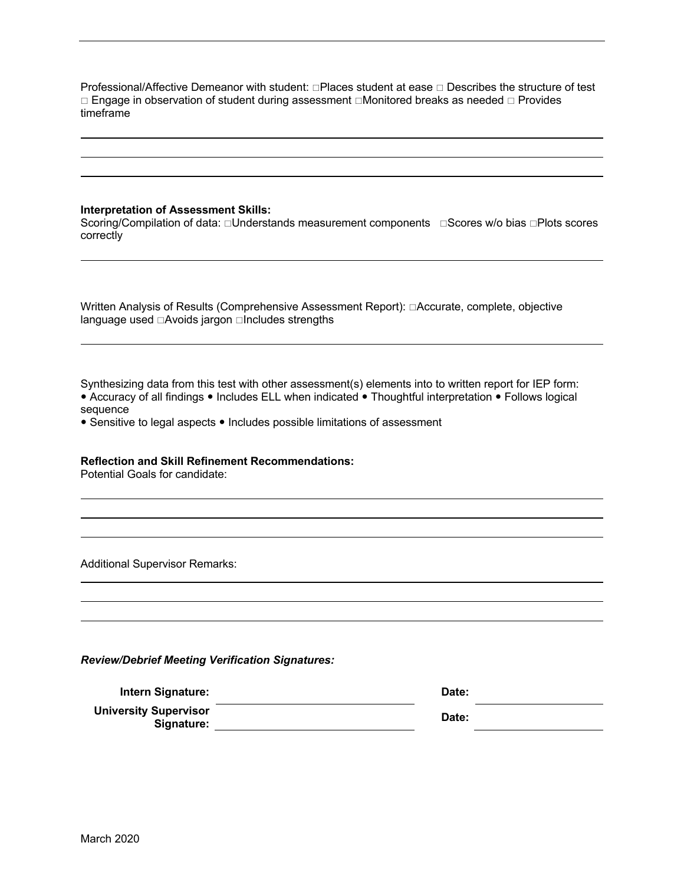Professional/Affective Demeanor with student: □Places student at ease □ Describes the structure of test □ Engage in observation of student during assessment □Monitored breaks as needed □ Provides timeframe

**Interpretation of Assessment Skills:**

Scoring/Compilation of data: □Understands measurement components □Scores w/o bias □Plots scores correctly

Written Analysis of Results (Comprehensive Assessment Report): □Accurate, complete, objective language used □Avoids jargon □Includes strengths

Synthesizing data from this test with other assessment(s) elements into to written report for IEP form:

- Accuracy of all findings • Includes ELL when indicated • Thoughtful interpretation • Follows logical sequence
- Sensitive to legal aspects • Includes possible limitations of assessment

**Reflection and Skill Refinement Recommendations:**

Potential Goals for candidate:

Additional Supervisor Remarks:

***Review/Debrief Meeting Verification Signatures:***

| | | | |
|---|---|---|---|
| **Intern Signature:** | | **Date:** | |
| **University Supervisor Signature:** | | **Date:** | |

March 2020